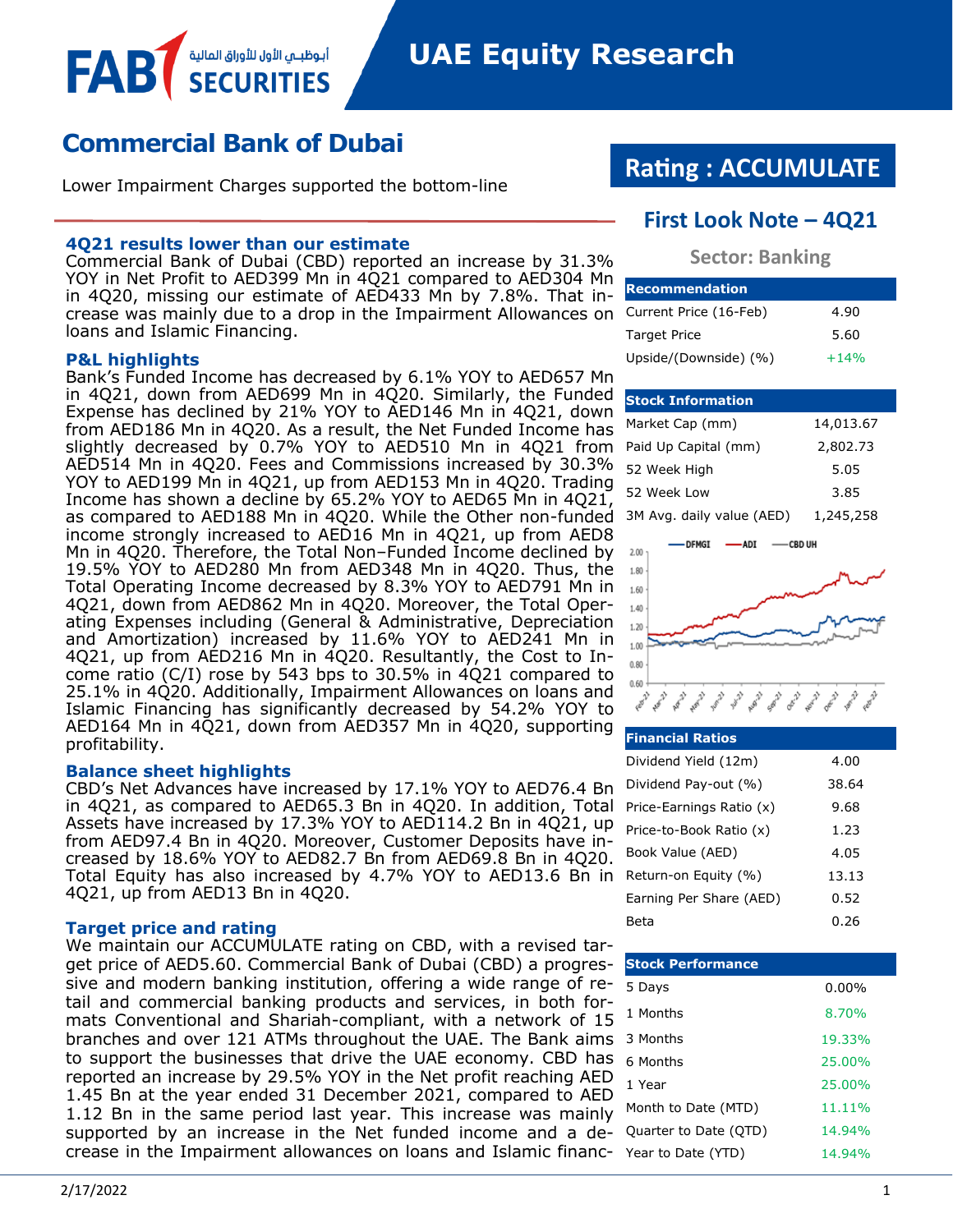# Commercial Bank of Dubai

Lower Impairment Charges supported the bottom-line

## Rating : ACCUMULATE

### First Look Note – 4Q21

**Sector: Banking**

### 4Q21 results lower than our estimate

Commercial Bank of Dubai (CBD) reported an increase by 31.3% YOY in Net Profit to AED399 Mn in 4Q21 compared to AED304 Mn in 4Q20, missing our estimate of AED433 Mn by 7.8%. That increase was mainly due to a drop in the Impairment Allowances on loans and Islamic Financing.

### P&L highlights

Bank's Funded Income has decreased by 6.1% YOY to AED657 Mn in 4Q21, down from AED699 Mn in 4Q20. Similarly, the Funded Expense has declined by 21% YOY to AED146 Mn in 4Q21, down from AED186 Mn in 4Q20. As a result, the Net Funded Income has slightly decreased by 0.7% YOY to AED510 Mn in 4Q21 from AED514 Mn in 4Q20. Fees and Commissions increased by 30.3% YOY to AED199 Mn in 4Q21, up from AED153 Mn in 4Q20. Trading Income has shown a decline by 65.2% YOY to AED65 Mn in 4Q21, as compared to AED188 Mn in 4Q20. While the Other non-funded income strongly increased to AED16 Mn in 4Q21, up from AED8 Mn in 4Q20. Therefore, the Total Non–Funded Income declined by 19.5% YOY to AED280 Mn from AED348 Mn in 4Q20. Thus, the Total Operating Income decreased by 8.3% YOY to AED791 Mn in 4Q21, down from AED862 Mn in 4Q20. Moreover, the Total Operating Expenses including (General & Administrative, Depreciation and Amortization) increased by 11.6% YOY to AED241 Mn in 4Q21, up from AED216 Mn in 4Q20. Resultantly, the Cost to Income ratio (C/I) rose by 543 bps to 30.5% in 4Q21 compared to 25.1% in 4Q20. Additionally, Impairment Allowances on loans and Islamic Financing has significantly decreased by 54.2% YOY to AED164 Mn in 4Q21, down from AED357 Mn in 4Q20, supporting profitability.

### Balance sheet highlights

CBD's Net Advances have increased by 17.1% YOY to AED76.4 Bn in 4Q21, as compared to AED65.3 Bn in 4Q20. In addition, Total Assets have increased by 17.3% YOY to AED114.2 Bn in 4Q21, up from AED97.4 Bn in 4Q20. Moreover, Customer Deposits have increased by 18.6% YOY to AED82.7 Bn from AED69.8 Bn in 4Q20. Total Equity has also increased by 4.7% YOY to AED13.6 Bn in 4Q21, up from AED13 Bn in 4Q20.

### Target price and rating

We maintain our ACCUMULATE rating on CBD, with a revised target price of AED5.60. Commercial Bank of Dubai (CBD) a progressive and modern banking institution, offering a wide range of retail and commercial banking products and services, in both formats Conventional and Shariah-compliant, with a network of 15 branches and over 121 ATMs throughout the UAE. The Bank aims to support the businesses that drive the UAE economy. CBD has reported an increase by 29.5% YOY in the Net profit reaching AED 1.45 Bn at the year ended 31 December 2021, compared to AED 1.12 Bn in the same period last year. This increase was mainly supported by an increase in the Net funded income and a decrease in the Impairment allowances on loans and Islamic financ-

| Recommendation | |
|---|---|
| Current Price (16-Feb) | 4.90 |
| Target Price | 5.60 |
| Upside/(Downside) (%) | +14% |

| Stock Information | |
|---|---|
| Market Cap (mm) | 14,013.67 |
| Paid Up Capital (mm) | 2,802.73 |
| 52 Week High | 5.05 |
| 52 Week Low | 3.85 |
| 3M Avg. daily value (AED) | 1,245,258 |

| Financial Ratios | |
|---|---|
| Dividend Yield (12m) | 4.00 |
| Dividend Pay-out (%) | 38.64 |
| Price-Earnings Ratio (x) | 9.68 |
| Price-to-Book Ratio (x) | 1.23 |
| Book Value (AED) | 4.05 |
| Return-on Equity (%) | 13.13 |
| Earning Per Share (AED) | 0.52 |
| Beta | 0.26 |

| Stock Performance | |
|---|---|
| 5 Days | 0.00% |
| 1 Months | 8.70% |
| 3 Months | 19.33% |
| 6 Months | 25.00% |
| 1 Year | 25.00% |
| Month to Date (MTD) | 11.11% |
| Quarter to Date (QTD) | 14.94% |
| Year to Date (YTD) | 14.94% |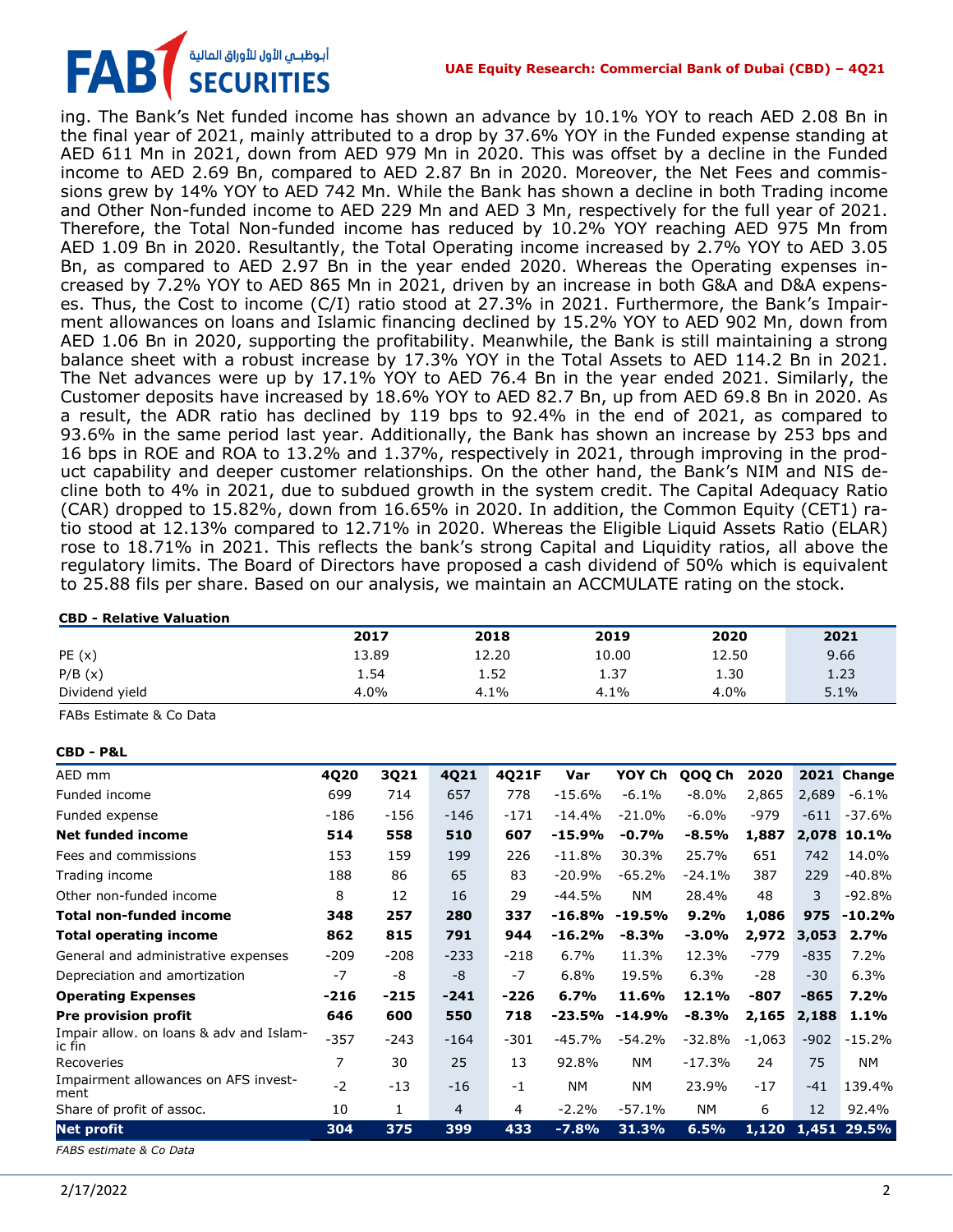ing. The Bank's Net funded income has shown an advance by 10.1% YOY to reach AED 2.08 Bn in the final year of 2021, mainly attributed to a drop by 37.6% YOY in the Funded expense standing at AED 611 Mn in 2021, down from AED 979 Mn in 2020. This was offset by a decline in the Funded income to AED 2.69 Bn, compared to AED 2.87 Bn in 2020. Moreover, the Net Fees and commissions grew by 14% YOY to AED 742 Mn. While the Bank has shown a decline in both Trading income and Other Non-funded income to AED 229 Mn and AED 3 Mn, respectively for the full year of 2021. Therefore, the Total Non-funded income has reduced by 10.2% YOY reaching AED 975 Mn from AED 1.09 Bn in 2020. Resultantly, the Total Operating income increased by 2.7% YOY to AED 3.05 Bn, as compared to AED 2.97 Bn in the year ended 2020. Whereas the Operating expenses increased by 7.2% YOY to AED 865 Mn in 2021, driven by an increase in both G&A and D&A expenses. Thus, the Cost to income (C/I) ratio stood at 27.3% in 2021. Furthermore, the Bank's Impairment allowances on loans and Islamic financing declined by 15.2% YOY to AED 902 Mn, down from AED 1.06 Bn in 2020, supporting the profitability. Meanwhile, the Bank is still maintaining a strong balance sheet with a robust increase by 17.3% YOY in the Total Assets to AED 114.2 Bn in 2021. The Net advances were up by 17.1% YOY to AED 76.4 Bn in the year ended 2021. Similarly, the Customer deposits have increased by 18.6% YOY to AED 82.7 Bn, up from AED 69.8 Bn in 2020. As a result, the ADR ratio has declined by 119 bps to 92.4% in the end of 2021, as compared to 93.6% in the same period last year. Additionally, the Bank has shown an increase by 253 bps and 16 bps in ROE and ROA to 13.2% and 1.37%, respectively in 2021, through improving in the product capability and deeper customer relationships. On the other hand, the Bank's NIM and NIS decline both to 4% in 2021, due to subdued growth in the system credit. The Capital Adequacy Ratio (CAR) dropped to 15.82%, down from 16.65% in 2020. In addition, the Common Equity (CET1) ratio stood at 12.13% compared to 12.71% in 2020. Whereas the Eligible Liquid Assets Ratio (ELAR) rose to 18.71% in 2021. This reflects the bank's strong Capital and Liquidity ratios, all above the regulatory limits. The Board of Directors have proposed a cash dividend of 50% which is equivalent to 25.88 fils per share. Based on our analysis, we maintain an ACCMULATE rating on the stock.

**CBD - Relative Valuation**

| | 2017 | 2018 | 2019 | 2020 | 2021 |
|---|---|---|---|---|---|
| PE (x) | 13.89 | 12.20 | 10.00 | 12.50 | 9.66 |
| P/B (x) | 1.54 | 1.52 | 1.37 | 1.30 | 1.23 |
| Dividend yield | 4.0% | 4.1% | 4.1% | 4.0% | 5.1% |

FABs Estimate & Co Data

**CBD - P&L**

| AED mm | 4Q20 | 3Q21 | 4Q21 | 4Q21F | Var | YOY Ch | QOQ Ch | 2020 | 2021 | Change |
|---|---|---|---|---|---|---|---|---|---|---|
| Funded income | 699 | 714 | 657 | 778 | -15.6% | -6.1% | -8.0% | 2,865 | 2,689 | -6.1% |
| Funded expense | -186 | -156 | -146 | -171 | -14.4% | -21.0% | -6.0% | -979 | -611 | -37.6% |
| **Net funded income** | **514** | **558** | **510** | **607** | **-15.9%** | **-0.7%** | **-8.5%** | **1,887** | **2,078** | **10.1%** |
| Fees and commissions | 153 | 159 | 199 | 226 | -11.8% | 30.3% | 25.7% | 651 | 742 | 14.0% |
| Trading income | 188 | 86 | 65 | 83 | -20.9% | -65.2% | -24.1% | 387 | 229 | -40.8% |
| Other non-funded income | 8 | 12 | 16 | 29 | -44.5% | NM | 28.4% | 48 | 3 | -92.8% |
| **Total non-funded income** | **348** | **257** | **280** | **337** | **-16.8%** | **-19.5%** | **9.2%** | **1,086** | **975** | **-10.2%** |
| **Total operating income** | **862** | **815** | **791** | **944** | **-16.2%** | **-8.3%** | **-3.0%** | **2,972** | **3,053** | **2.7%** |
| General and administrative expenses | -209 | -208 | -233 | -218 | 6.7% | 11.3% | 12.3% | -779 | -835 | 7.2% |
| Depreciation and amortization | -7 | -8 | -8 | -7 | 6.8% | 19.5% | 6.3% | -28 | -30 | 6.3% |
| **Operating Expenses** | **-216** | **-215** | **-241** | **-226** | **6.7%** | **11.6%** | **12.1%** | **-807** | **-865** | **7.2%** |
| **Pre provision profit** | **646** | **600** | **550** | **718** | **-23.5%** | **-14.9%** | **-8.3%** | **2,165** | **2,188** | **1.1%** |
| Impair allow. on loans & adv and Islamic fin | -357 | -243 | -164 | -301 | -45.7% | -54.2% | -32.8% | -1,063 | -902 | -15.2% |
| Recoveries | 7 | 30 | 25 | 13 | 92.8% | NM | -17.3% | 24 | 75 | NM |
| Impairment allowances on AFS investment | -2 | -13 | -16 | -1 | NM | NM | 23.9% | -17 | -41 | 139.4% |
| Share of profit of assoc. | 10 | 1 | 4 | 4 | -2.2% | -57.1% | NM | 6 | 12 | 92.4% |
| **Net profit** | **304** | **375** | **399** | **433** | **-7.8%** | **31.3%** | **6.5%** | **1,120** | **1,451** | **29.5%** |

*FABS estimate & Co Data*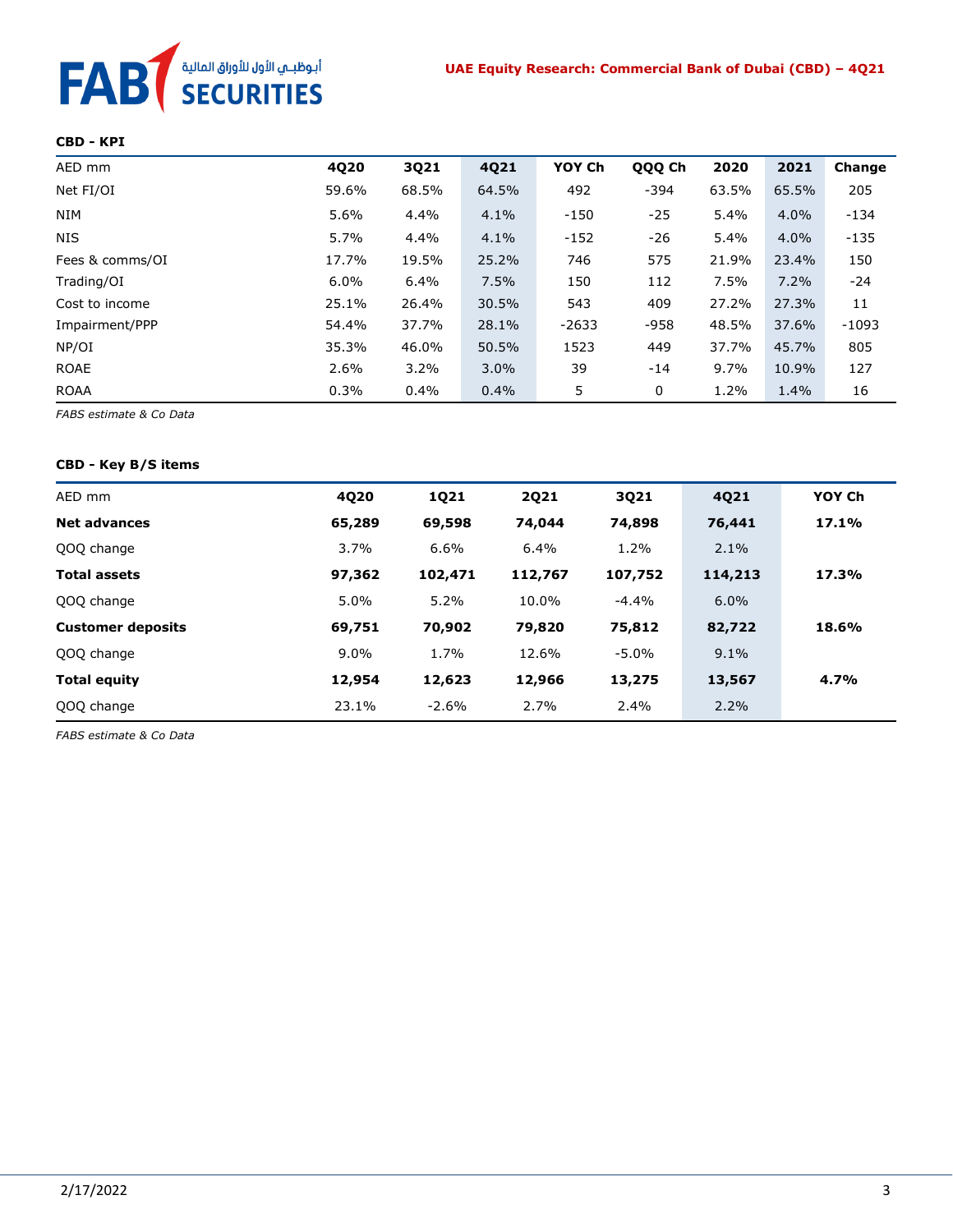**CBD - KPI**

| AED mm | 4Q20 | 3Q21 | 4Q21 | YOY Ch | QQQ Ch | 2020 | 2021 | Change |
|---|---|---|---|---|---|---|---|---|
| Net FI/OI | 59.6% | 68.5% | 64.5% | 492 | -394 | 63.5% | 65.5% | 205 |
| NIM | 5.6% | 4.4% | 4.1% | -150 | -25 | 5.4% | 4.0% | -134 |
| NIS | 5.7% | 4.4% | 4.1% | -152 | -26 | 5.4% | 4.0% | -135 |
| Fees & comms/OI | 17.7% | 19.5% | 25.2% | 746 | 575 | 21.9% | 23.4% | 150 |
| Trading/OI | 6.0% | 6.4% | 7.5% | 150 | 112 | 7.5% | 7.2% | -24 |
| Cost to income | 25.1% | 26.4% | 30.5% | 543 | 409 | 27.2% | 27.3% | 11 |
| Impairment/PPP | 54.4% | 37.7% | 28.1% | -2633 | -958 | 48.5% | 37.6% | -1093 |
| NP/OI | 35.3% | 46.0% | 50.5% | 1523 | 449 | 37.7% | 45.7% | 805 |
| ROAE | 2.6% | 3.2% | 3.0% | 39 | -14 | 9.7% | 10.9% | 127 |
| ROAA | 0.3% | 0.4% | 0.4% | 5 | 0 | 1.2% | 1.4% | 16 |

*FABS estimate & Co Data*

**CBD - Key B/S items**

| AED mm | 4Q20 | 1Q21 | 2Q21 | 3Q21 | 4Q21 | YOY Ch |
|---|---|---|---|---|---|---|
| **Net advances** | **65,289** | **69,598** | **74,044** | **74,898** | **76,441** | **17.1%** |
| QOQ change | 3.7% | 6.6% | 6.4% | 1.2% | 2.1% | |
| **Total assets** | **97,362** | **102,471** | **112,767** | **107,752** | **114,213** | **17.3%** |
| QOQ change | 5.0% | 5.2% | 10.0% | -4.4% | 6.0% | |
| **Customer deposits** | **69,751** | **70,902** | **79,820** | **75,812** | **82,722** | **18.6%** |
| QOQ change | 9.0% | 1.7% | 12.6% | -5.0% | 9.1% | |
| **Total equity** | **12,954** | **12,623** | **12,966** | **13,275** | **13,567** | **4.7%** |
| QOQ change | 23.1% | -2.6% | 2.7% | 2.4% | 2.2% | |

*FABS estimate & Co Data*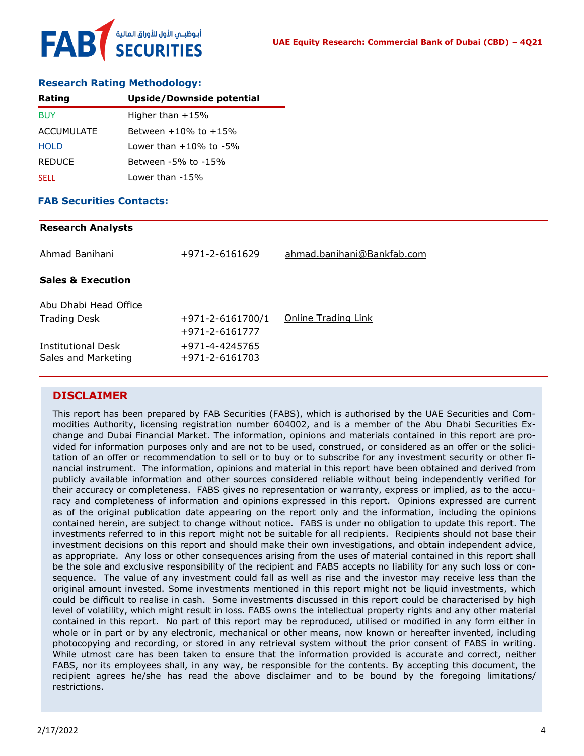## Research Rating Methodology:

| Rating | Upside/Downside potential |
|---|---|
| BUY | Higher than +15% |
| ACCUMULATE | Between +10% to +15% |
| HOLD | Lower than +10% to -5% |
| REDUCE | Between -5% to -15% |
| SELL | Lower than -15% |

## FAB Securities Contacts:

**Research Analysts**

| | | |
|---|---|---|
| Ahmad Banihani | +971-2-6161629 | ahmad.banihani@Bankfab.com |

**Sales & Execution**

| | | |
|---|---|---|
| Abu Dhabi Head Office | | |
| Trading Desk | +971-2-6161700/1<br>+971-2-6161777 | Online Trading Link |
| Institutional Desk | +971-4-4245765 | |
| Sales and Marketing | +971-2-6161703 | |

## DISCLAIMER

This report has been prepared by FAB Securities (FABS), which is authorised by the UAE Securities and Commodities Authority, licensing registration number 604002, and is a member of the Abu Dhabi Securities Exchange and Dubai Financial Market. The information, opinions and materials contained in this report are provided for information purposes only and are not to be used, construed, or considered as an offer or the solicitation of an offer or recommendation to sell or to buy or to subscribe for any investment security or other financial instrument. The information, opinions and material in this report have been obtained and derived from publicly available information and other sources considered reliable without being independently verified for their accuracy or completeness. FABS gives no representation or warranty, express or implied, as to the accuracy and completeness of information and opinions expressed in this report. Opinions expressed are current as of the original publication date appearing on the report only and the information, including the opinions contained herein, are subject to change without notice. FABS is under no obligation to update this report. The investments referred to in this report might not be suitable for all recipients. Recipients should not base their investment decisions on this report and should make their own investigations, and obtain independent advice, as appropriate. Any loss or other consequences arising from the uses of material contained in this report shall be the sole and exclusive responsibility of the recipient and FABS accepts no liability for any such loss or consequence. The value of any investment could fall as well as rise and the investor may receive less than the original amount invested. Some investments mentioned in this report might not be liquid investments, which could be difficult to realise in cash. Some investments discussed in this report could be characterised by high level of volatility, which might result in loss. FABS owns the intellectual property rights and any other material contained in this report. No part of this report may be reproduced, utilised or modified in any form either in whole or in part or by any electronic, mechanical or other means, now known or hereafter invented, including photocopying and recording, or stored in any retrieval system without the prior consent of FABS in writing. While utmost care has been taken to ensure that the information provided is accurate and correct, neither FABS, nor its employees shall, in any way, be responsible for the contents. By accepting this document, the recipient agrees he/she has read the above disclaimer and to be bound by the foregoing limitations/restrictions.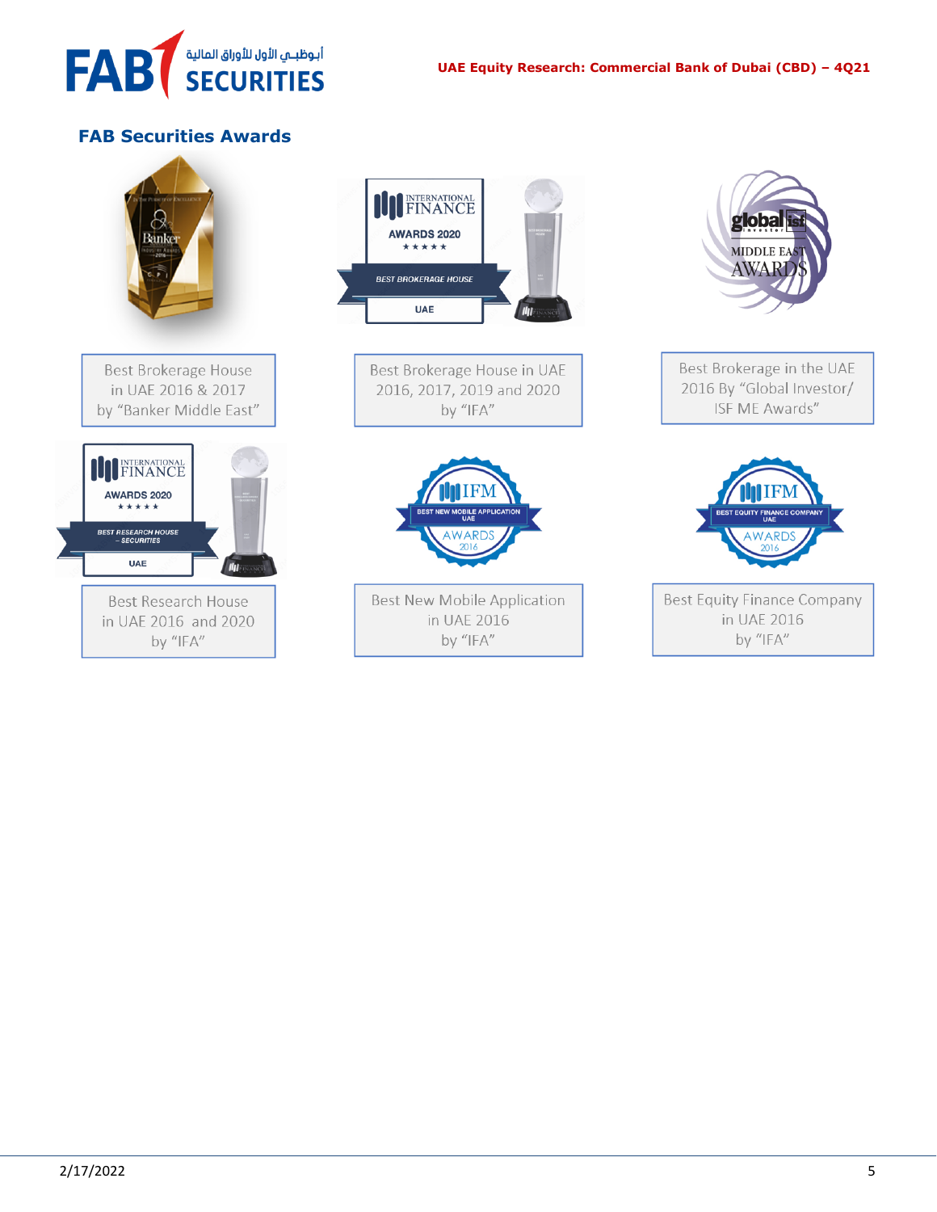## FAB Securities Awards

Best Brokerage House in UAE 2016 & 2017 by "Banker Middle East"

Best Brokerage House in UAE 2016, 2017, 2019 and 2020 by "IFA"

Best Brokerage in the UAE 2016 By "Global Investor/ ISF ME Awards"

Best Research House in UAE 2016 and 2020 by "IFA"

Best New Mobile Application in UAE 2016 by "IFA"

Best Equity Finance Company in UAE 2016 by "IFA"